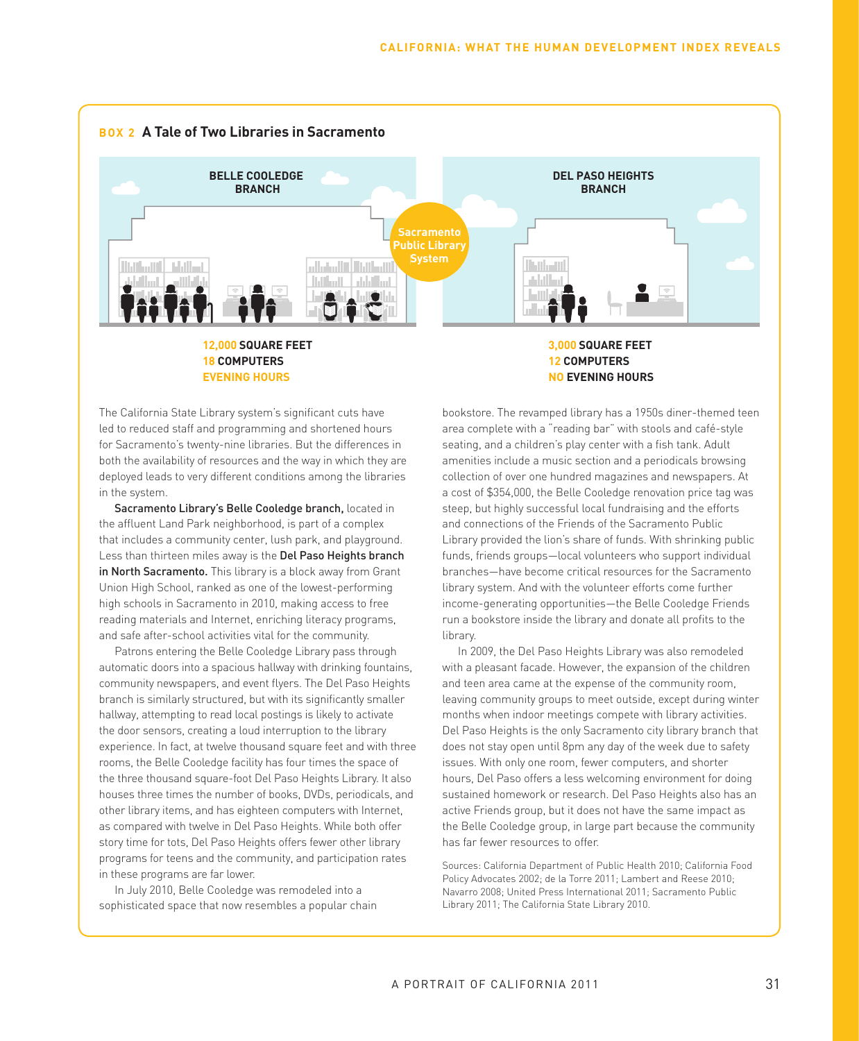## BOX 2 A Tale of Two Libraries in Sacramento

**BELLE COOLEDGE BRANCH**

**12,000 SQUARE FEET**
**18 COMPUTERS**
**EVENING HOURS**

**Sacramento Public Library System**

**DEL PASO HEIGHTS BRANCH**

**3,000 SQUARE FEET**
**12 COMPUTERS**
**NO EVENING HOURS**

The California State Library system's significant cuts have led to reduced staff and programming and shortened hours for Sacramento's twenty-nine libraries. But the differences in both the availability of resources and the way in which they are deployed leads to very different conditions among the libraries in the system.

**Sacramento Library's Belle Cooledge branch,** located in the affluent Land Park neighborhood, is part of a complex that includes a community center, lush park, and playground. Less than thirteen miles away is the **Del Paso Heights branch in North Sacramento.** This library is a block away from Grant Union High School, ranked as one of the lowest-performing high schools in Sacramento in 2010, making access to free reading materials and Internet, enriching literacy programs, and safe after-school activities vital for the community.

Patrons entering the Belle Cooledge Library pass through automatic doors into a spacious hallway with drinking fountains, community newspapers, and event flyers. The Del Paso Heights branch is similarly structured, but with its significantly smaller hallway, attempting to read local postings is likely to activate the door sensors, creating a loud interruption to the library experience. In fact, at twelve thousand square feet and with three rooms, the Belle Cooledge facility has four times the space of the three thousand square-foot Del Paso Heights Library. It also houses three times the number of books, DVDs, periodicals, and other library items, and has eighteen computers with Internet, as compared with twelve in Del Paso Heights. While both offer story time for tots, Del Paso Heights offers fewer other library programs for teens and the community, and participation rates in these programs are far lower.

In July 2010, Belle Cooledge was remodeled into a sophisticated space that now resembles a popular chain bookstore. The revamped library has a 1950s diner-themed teen area complete with a "reading bar" with stools and café-style seating, and a children's play center with a fish tank. Adult amenities include a music section and a periodicals browsing collection of over one hundred magazines and newspapers. At a cost of $354,000, the Belle Cooledge renovation price tag was steep, but highly successful local fundraising and the efforts and connections of the Friends of the Sacramento Public Library provided the lion's share of funds. With shrinking public funds, friends groups—local volunteers who support individual branches—have become critical resources for the Sacramento library system. And with the volunteer efforts come further income-generating opportunities—the Belle Cooledge Friends run a bookstore inside the library and donate all profits to the library.

In 2009, the Del Paso Heights Library was also remodeled with a pleasant facade. However, the expansion of the children and teen area came at the expense of the community room, leaving community groups to meet outside, except during winter months when indoor meetings compete with library activities. Del Paso Heights is the only Sacramento city library branch that does not stay open until 8pm any day of the week due to safety issues. With only one room, fewer computers, and shorter hours, Del Paso offers a less welcoming environment for doing sustained homework or research. Del Paso Heights also has an active Friends group, but it does not have the same impact as the Belle Cooledge group, in large part because the community has far fewer resources to offer.

Sources: California Department of Public Health 2010; California Food Policy Advocates 2002; de la Torre 2011; Lambert and Reese 2010; Navarro 2008; United Press International 2011; Sacramento Public Library 2011; The California State Library 2010.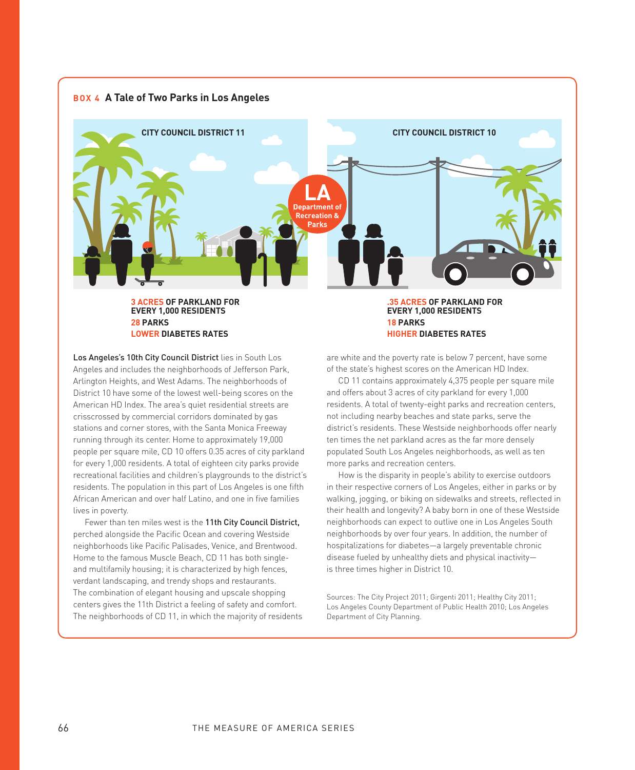## BOX 4 A Tale of Two Parks in Los Angeles

**CITY COUNCIL DISTRICT 11**

**3 ACRES OF PARKLAND FOR EVERY 1,000 RESIDENTS**
**28 PARKS**
**LOWER DIABETES RATES**

**CITY COUNCIL DISTRICT 10**

**.35 ACRES OF PARKLAND FOR EVERY 1,000 RESIDENTS**
**18 PARKS**
**HIGHER DIABETES RATES**

**Los Angeles's 10th City Council District** lies in South Los Angeles and includes the neighborhoods of Jefferson Park, Arlington Heights, and West Adams. The neighborhoods of District 10 have some of the lowest well-being scores on the American HD Index. The area's quiet residential streets are crisscrossed by commercial corridors dominated by gas stations and corner stores, with the Santa Monica Freeway running through its center. Home to approximately 19,000 people per square mile, CD 10 offers 0.35 acres of city parkland for every 1,000 residents. A total of eighteen city parks provide recreational facilities and children's playgrounds to the district's residents. The population in this part of Los Angeles is one fifth African American and over half Latino, and one in five families lives in poverty.

Fewer than ten miles west is the **11th City Council District,** perched alongside the Pacific Ocean and covering Westside neighborhoods like Pacific Palisades, Venice, and Brentwood. Home to the famous Muscle Beach, CD 11 has both single- and multifamily housing; it is characterized by high fences, verdant landscaping, and trendy shops and restaurants. The combination of elegant housing and upscale shopping centers gives the 11th District a feeling of safety and comfort. The neighborhoods of CD 11, in which the majority of residents are white and the poverty rate is below 7 percent, have some of the state's highest scores on the American HD Index.

CD 11 contains approximately 4,375 people per square mile and offers about 3 acres of city parkland for every 1,000 residents. A total of twenty-eight parks and recreation centers, not including nearby beaches and state parks, serve the district's residents. These Westside neighborhoods offer nearly ten times the net parkland acres as the far more densely populated South Los Angeles neighborhoods, as well as ten more parks and recreation centers.

How is the disparity in people's ability to exercise outdoors in their respective corners of Los Angeles, either in parks or by walking, jogging, or biking on sidewalks and streets, reflected in their health and longevity? A baby born in one of these Westside neighborhoods can expect to outlive one in Los Angeles South neighborhoods by over four years. In addition, the number of hospitalizations for diabetes—a largely preventable chronic disease fueled by unhealthy diets and physical inactivity—is three times higher in District 10.

Sources: The City Project 2011; Girgenti 2011; Healthy City 2011; Los Angeles County Department of Public Health 2010; Los Angeles Department of City Planning.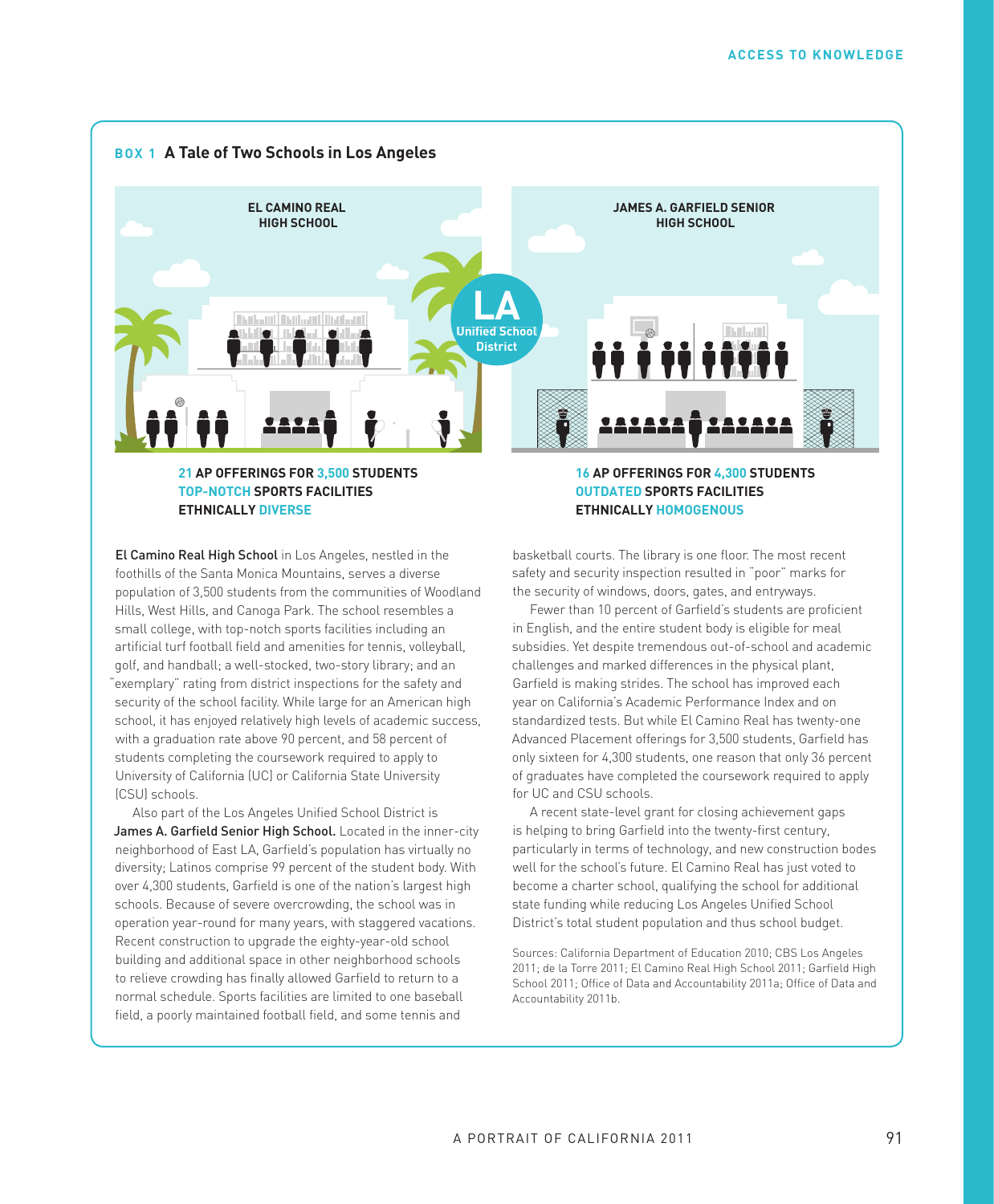## BOX 1 A Tale of Two Schools in Los Angeles

**EL CAMINO REAL HIGH SCHOOL**

**21 AP OFFERINGS FOR 3,500 STUDENTS**
**TOP-NOTCH SPORTS FACILITIES**
**ETHNICALLY DIVERSE**

**JAMES A. GARFIELD SENIOR HIGH SCHOOL**

**16 AP OFFERINGS FOR 4,300 STUDENTS**
**OUTDATED SPORTS FACILITIES**
**ETHNICALLY HOMOGENOUS**

**LA Unified School District**

**El Camino Real High School** in Los Angeles, nestled in the foothills of the Santa Monica Mountains, serves a diverse population of 3,500 students from the communities of Woodland Hills, West Hills, and Canoga Park. The school resembles a small college, with top-notch sports facilities including an artificial turf football field and amenities for tennis, volleyball, golf, and handball; a well-stocked, two-story library; and an "exemplary" rating from district inspections for the safety and security of the school facility. While large for an American high school, it has enjoyed relatively high levels of academic success, with a graduation rate above 90 percent, and 58 percent of students completing the coursework required to apply to University of California (UC) or California State University (CSU) schools.

Also part of the Los Angeles Unified School District is **James A. Garfield Senior High School.** Located in the inner-city neighborhood of East LA, Garfield's population has virtually no diversity; Latinos comprise 99 percent of the student body. With over 4,300 students, Garfield is one of the nation's largest high schools. Because of severe overcrowding, the school was in operation year-round for many years, with staggered vacations. Recent construction to upgrade the eighty-year-old school building and additional space in other neighborhood schools to relieve crowding has finally allowed Garfield to return to a normal schedule. Sports facilities are limited to one baseball field, a poorly maintained football field, and some tennis and basketball courts. The library is one floor. The most recent safety and security inspection resulted in "poor" marks for the security of windows, doors, gates, and entryways.

Fewer than 10 percent of Garfield's students are proficient in English, and the entire student body is eligible for meal subsidies. Yet despite tremendous out-of-school and academic challenges and marked differences in the physical plant, Garfield is making strides. The school has improved each year on California's Academic Performance Index and on standardized tests. But while El Camino Real has twenty-one Advanced Placement offerings for 3,500 students, Garfield has only sixteen for 4,300 students, one reason that only 36 percent of graduates have completed the coursework required to apply for UC and CSU schools.

A recent state-level grant for closing achievement gaps is helping to bring Garfield into the twenty-first century, particularly in terms of technology, and new construction bodes well for the school's future. El Camino Real has just voted to become a charter school, qualifying the school for additional state funding while reducing Los Angeles Unified School District's total student population and thus school budget.

Sources: California Department of Education 2010; CBS Los Angeles 2011; de la Torre 2011; El Camino Real High School 2011; Garfield High School 2011; Office of Data and Accountability 2011a; Office of Data and Accountability 2011b.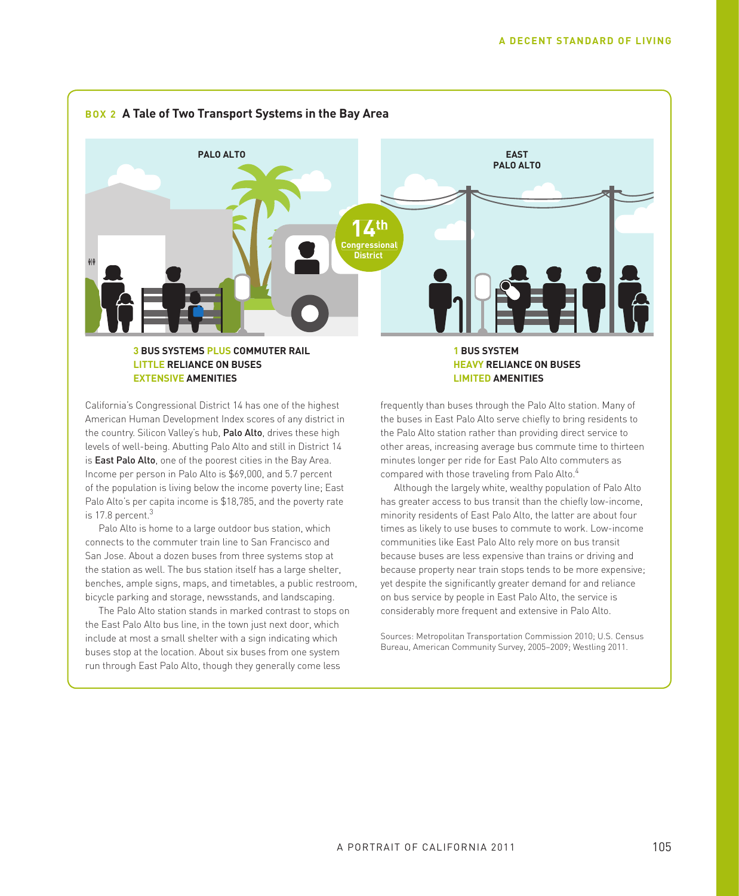## BOX 2 A Tale of Two Transport Systems in the Bay Area

PALO ALTO

14th Congressional District

EAST PALO ALTO

**3 BUS SYSTEMS PLUS COMMUTER RAIL**
**LITTLE RELIANCE ON BUSES**
**EXTENSIVE AMENITIES**

**1 BUS SYSTEM**
**HEAVY RELIANCE ON BUSES**
**LIMITED AMENITIES**

California's Congressional District 14 has one of the highest American Human Development Index scores of any district in the country. Silicon Valley's hub, **Palo Alto**, drives these high levels of well-being. Abutting Palo Alto and still in District 14 is **East Palo Alto**, one of the poorest cities in the Bay Area. Income per person in Palo Alto is $69,000, and 5.7 percent of the population is living below the income poverty line; East Palo Alto's per capita income is $18,785, and the poverty rate is 17.8 percent.[3]

Palo Alto is home to a large outdoor bus station, which connects to the commuter train line to San Francisco and San Jose. About a dozen buses from three systems stop at the station as well. The bus station itself has a large shelter, benches, ample signs, maps, and timetables, a public restroom, bicycle parking and storage, newsstands, and landscaping.

The Palo Alto station stands in marked contrast to stops on the East Palo Alto bus line, in the town just next door, which include at most a small shelter with a sign indicating which buses stop at the location. About six buses from one system run through East Palo Alto, though they generally come less frequently than buses through the Palo Alto station. Many of the buses in East Palo Alto serve chiefly to bring residents to the Palo Alto station rather than providing direct service to other areas, increasing average bus commute time to thirteen minutes longer per ride for East Palo Alto commuters as compared with those traveling from Palo Alto.[4]

Although the largely white, wealthy population of Palo Alto has greater access to bus transit than the chiefly low-income, minority residents of East Palo Alto, the latter are about four times as likely to use buses to commute to work. Low-income communities like East Palo Alto rely more on bus transit because buses are less expensive than trains or driving and because property near train stops tends to be more expensive; yet despite the significantly greater demand for and reliance on bus service by people in East Palo Alto, the service is considerably more frequent and extensive in Palo Alto.

Sources: Metropolitan Transportation Commission 2010; U.S. Census Bureau, American Community Survey, 2005–2009; Westling 2011.